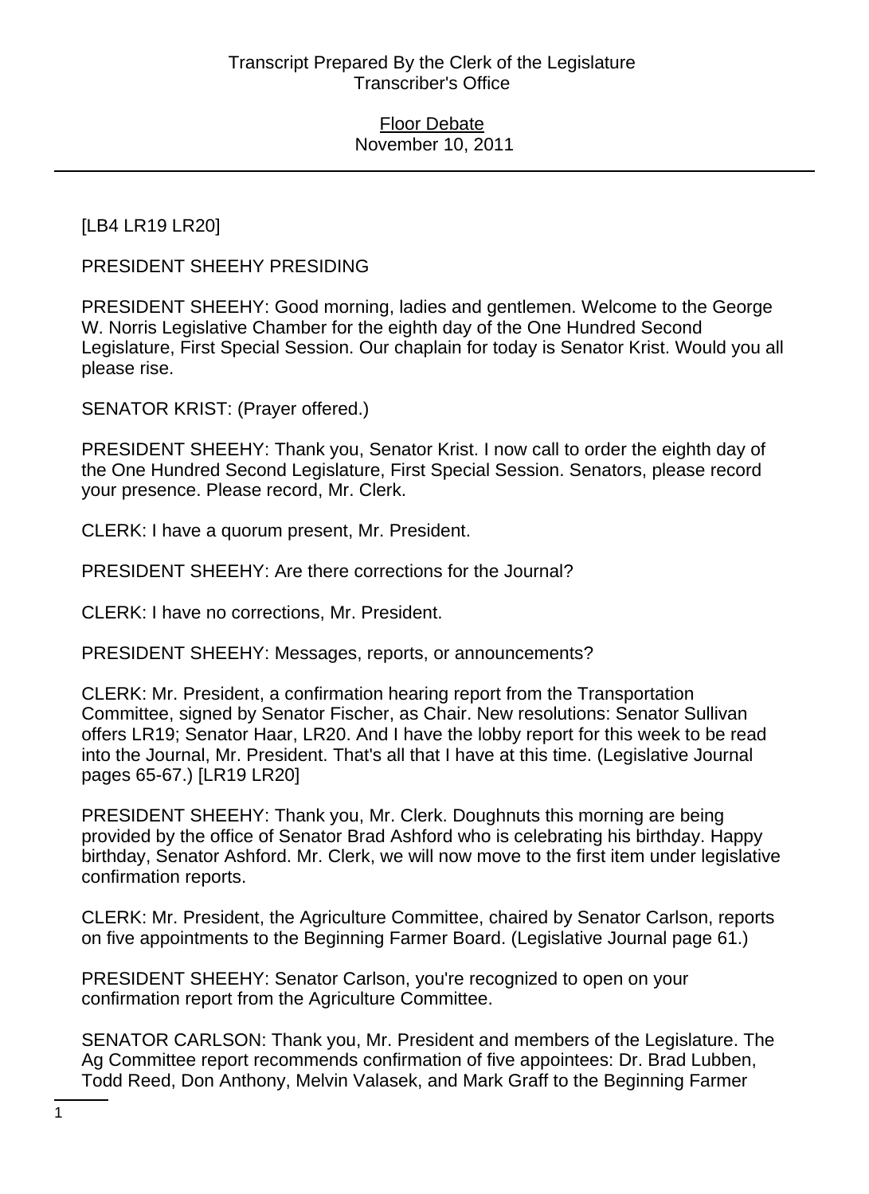[LB4 LR19 LR20]

PRESIDENT SHEEHY PRESIDING

PRESIDENT SHEEHY: Good morning, ladies and gentlemen. Welcome to the George W. Norris Legislative Chamber for the eighth day of the One Hundred Second Legislature, First Special Session. Our chaplain for today is Senator Krist. Would you all please rise.

SENATOR KRIST: (Prayer offered.)

PRESIDENT SHEEHY: Thank you, Senator Krist. I now call to order the eighth day of the One Hundred Second Legislature, First Special Session. Senators, please record your presence. Please record, Mr. Clerk.

CLERK: I have a quorum present, Mr. President.

PRESIDENT SHEEHY: Are there corrections for the Journal?

CLERK: I have no corrections, Mr. President.

PRESIDENT SHEEHY: Messages, reports, or announcements?

CLERK: Mr. President, a confirmation hearing report from the Transportation Committee, signed by Senator Fischer, as Chair. New resolutions: Senator Sullivan offers LR19; Senator Haar, LR20. And I have the lobby report for this week to be read into the Journal, Mr. President. That's all that I have at this time. (Legislative Journal pages 65-67.) [LR19 LR20]

PRESIDENT SHEEHY: Thank you, Mr. Clerk. Doughnuts this morning are being provided by the office of Senator Brad Ashford who is celebrating his birthday. Happy birthday, Senator Ashford. Mr. Clerk, we will now move to the first item under legislative confirmation reports.

CLERK: Mr. President, the Agriculture Committee, chaired by Senator Carlson, reports on five appointments to the Beginning Farmer Board. (Legislative Journal page 61.)

PRESIDENT SHEEHY: Senator Carlson, you're recognized to open on your confirmation report from the Agriculture Committee.

SENATOR CARLSON: Thank you, Mr. President and members of the Legislature. The Ag Committee report recommends confirmation of five appointees: Dr. Brad Lubben, Todd Reed, Don Anthony, Melvin Valasek, and Mark Graff to the Beginning Farmer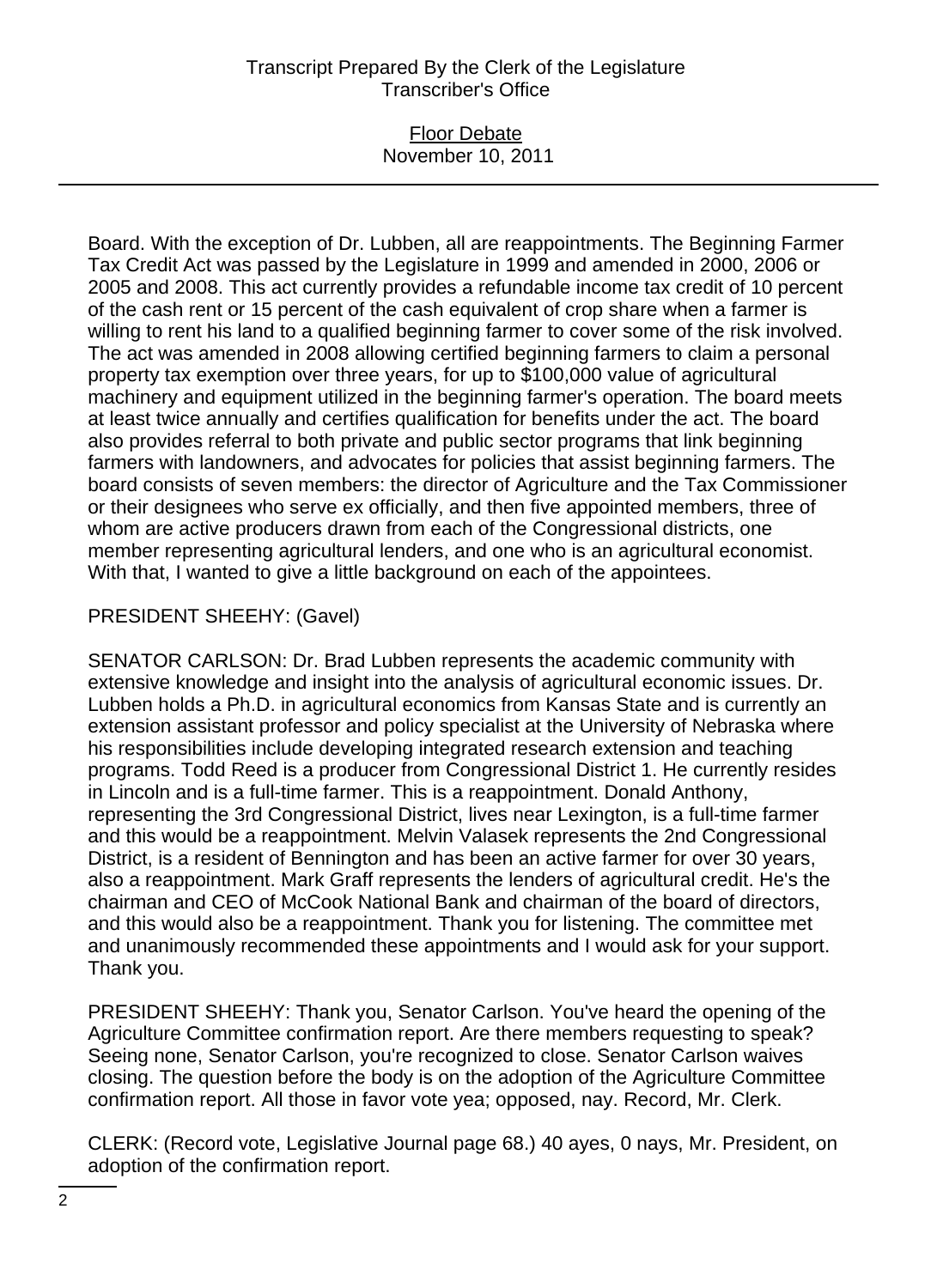Board. With the exception of Dr. Lubben, all are reappointments. The Beginning Farmer Tax Credit Act was passed by the Legislature in 1999 and amended in 2000, 2006 or 2005 and 2008. This act currently provides a refundable income tax credit of 10 percent of the cash rent or 15 percent of the cash equivalent of crop share when a farmer is willing to rent his land to a qualified beginning farmer to cover some of the risk involved. The act was amended in 2008 allowing certified beginning farmers to claim a personal property tax exemption over three years, for up to $100,000 value of agricultural machinery and equipment utilized in the beginning farmer's operation. The board meets at least twice annually and certifies qualification for benefits under the act. The board also provides referral to both private and public sector programs that link beginning farmers with landowners, and advocates for policies that assist beginning farmers. The board consists of seven members: the director of Agriculture and the Tax Commissioner or their designees who serve ex officially, and then five appointed members, three of whom are active producers drawn from each of the Congressional districts, one member representing agricultural lenders, and one who is an agricultural economist. With that, I wanted to give a little background on each of the appointees.

PRESIDENT SHEEHY: (Gavel)

SENATOR CARLSON: Dr. Brad Lubben represents the academic community with extensive knowledge and insight into the analysis of agricultural economic issues. Dr. Lubben holds a Ph.D. in agricultural economics from Kansas State and is currently an extension assistant professor and policy specialist at the University of Nebraska where his responsibilities include developing integrated research extension and teaching programs. Todd Reed is a producer from Congressional District 1. He currently resides in Lincoln and is a full-time farmer. This is a reappointment. Donald Anthony, representing the 3rd Congressional District, lives near Lexington, is a full-time farmer and this would be a reappointment. Melvin Valasek represents the 2nd Congressional District, is a resident of Bennington and has been an active farmer for over 30 years, also a reappointment. Mark Graff represents the lenders of agricultural credit. He's the chairman and CEO of McCook National Bank and chairman of the board of directors, and this would also be a reappointment. Thank you for listening. The committee met and unanimously recommended these appointments and I would ask for your support. Thank you.

PRESIDENT SHEEHY: Thank you, Senator Carlson. You've heard the opening of the Agriculture Committee confirmation report. Are there members requesting to speak? Seeing none, Senator Carlson, you're recognized to close. Senator Carlson waives closing. The question before the body is on the adoption of the Agriculture Committee confirmation report. All those in favor vote yea; opposed, nay. Record, Mr. Clerk.

CLERK: (Record vote, Legislative Journal page 68.) 40 ayes, 0 nays, Mr. President, on adoption of the confirmation report.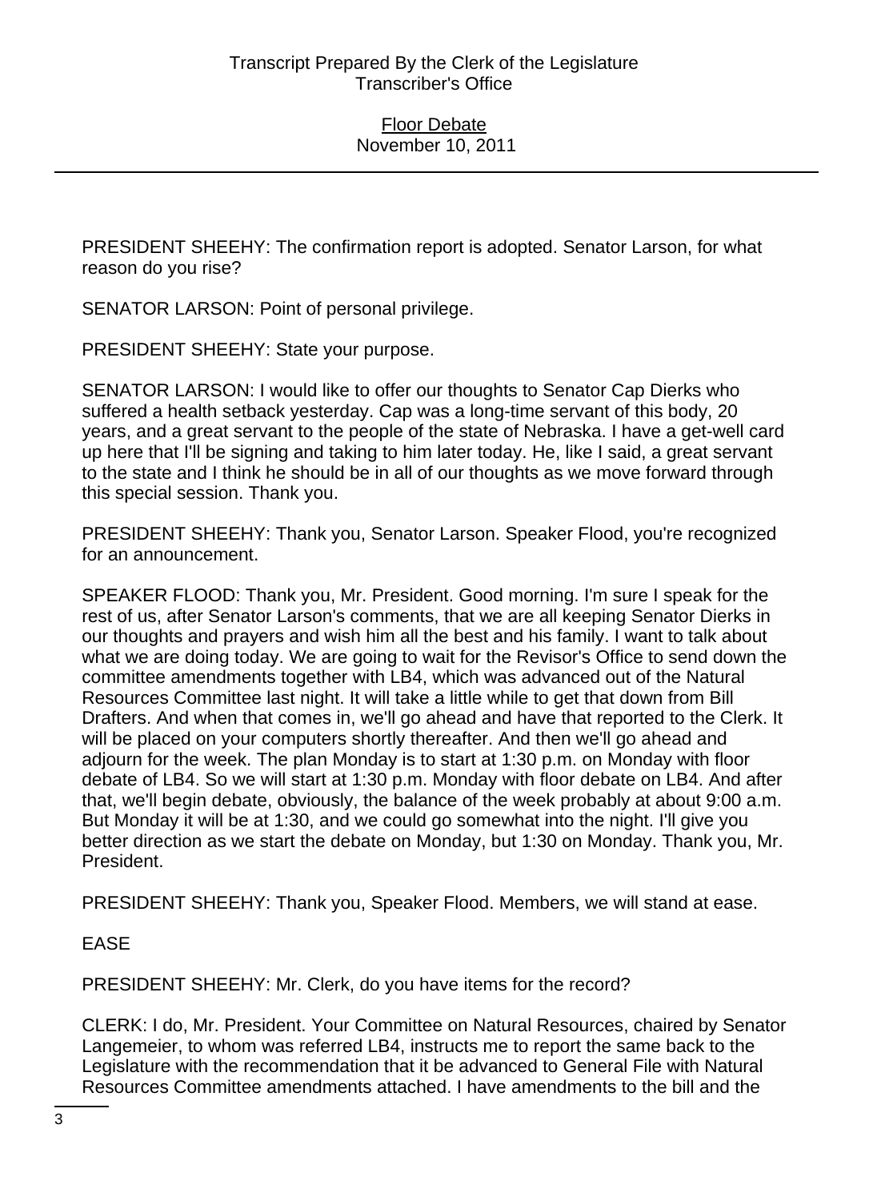PRESIDENT SHEEHY: The confirmation report is adopted. Senator Larson, for what reason do you rise?

SENATOR LARSON: Point of personal privilege.

PRESIDENT SHEEHY: State your purpose.

SENATOR LARSON: I would like to offer our thoughts to Senator Cap Dierks who suffered a health setback yesterday. Cap was a long-time servant of this body, 20 years, and a great servant to the people of the state of Nebraska. I have a get-well card up here that I'll be signing and taking to him later today. He, like I said, a great servant to the state and I think he should be in all of our thoughts as we move forward through this special session. Thank you.

PRESIDENT SHEEHY: Thank you, Senator Larson. Speaker Flood, you're recognized for an announcement.

SPEAKER FLOOD: Thank you, Mr. President. Good morning. I'm sure I speak for the rest of us, after Senator Larson's comments, that we are all keeping Senator Dierks in our thoughts and prayers and wish him all the best and his family. I want to talk about what we are doing today. We are going to wait for the Revisor's Office to send down the committee amendments together with LB4, which was advanced out of the Natural Resources Committee last night. It will take a little while to get that down from Bill Drafters. And when that comes in, we'll go ahead and have that reported to the Clerk. It will be placed on your computers shortly thereafter. And then we'll go ahead and adjourn for the week. The plan Monday is to start at 1:30 p.m. on Monday with floor debate of LB4. So we will start at 1:30 p.m. Monday with floor debate on LB4. And after that, we'll begin debate, obviously, the balance of the week probably at about 9:00 a.m. But Monday it will be at 1:30, and we could go somewhat into the night. I'll give you better direction as we start the debate on Monday, but 1:30 on Monday. Thank you, Mr. President.

PRESIDENT SHEEHY: Thank you, Speaker Flood. Members, we will stand at ease.

EASE

PRESIDENT SHEEHY: Mr. Clerk, do you have items for the record?

CLERK: I do, Mr. President. Your Committee on Natural Resources, chaired by Senator Langemeier, to whom was referred LB4, instructs me to report the same back to the Legislature with the recommendation that it be advanced to General File with Natural Resources Committee amendments attached. I have amendments to the bill and the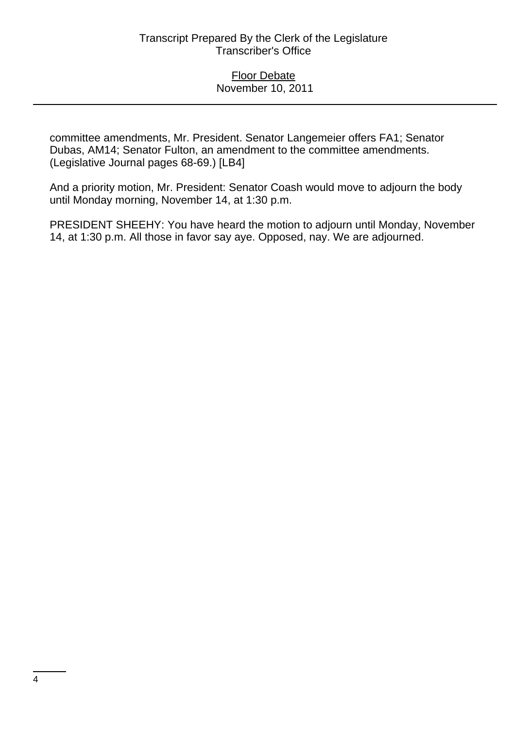committee amendments, Mr. President. Senator Langemeier offers FA1; Senator Dubas, AM14; Senator Fulton, an amendment to the committee amendments. (Legislative Journal pages 68-69.) [LB4]

And a priority motion, Mr. President: Senator Coash would move to adjourn the body until Monday morning, November 14, at 1:30 p.m.

PRESIDENT SHEEHY: You have heard the motion to adjourn until Monday, November 14, at 1:30 p.m. All those in favor say aye. Opposed, nay. We are adjourned.